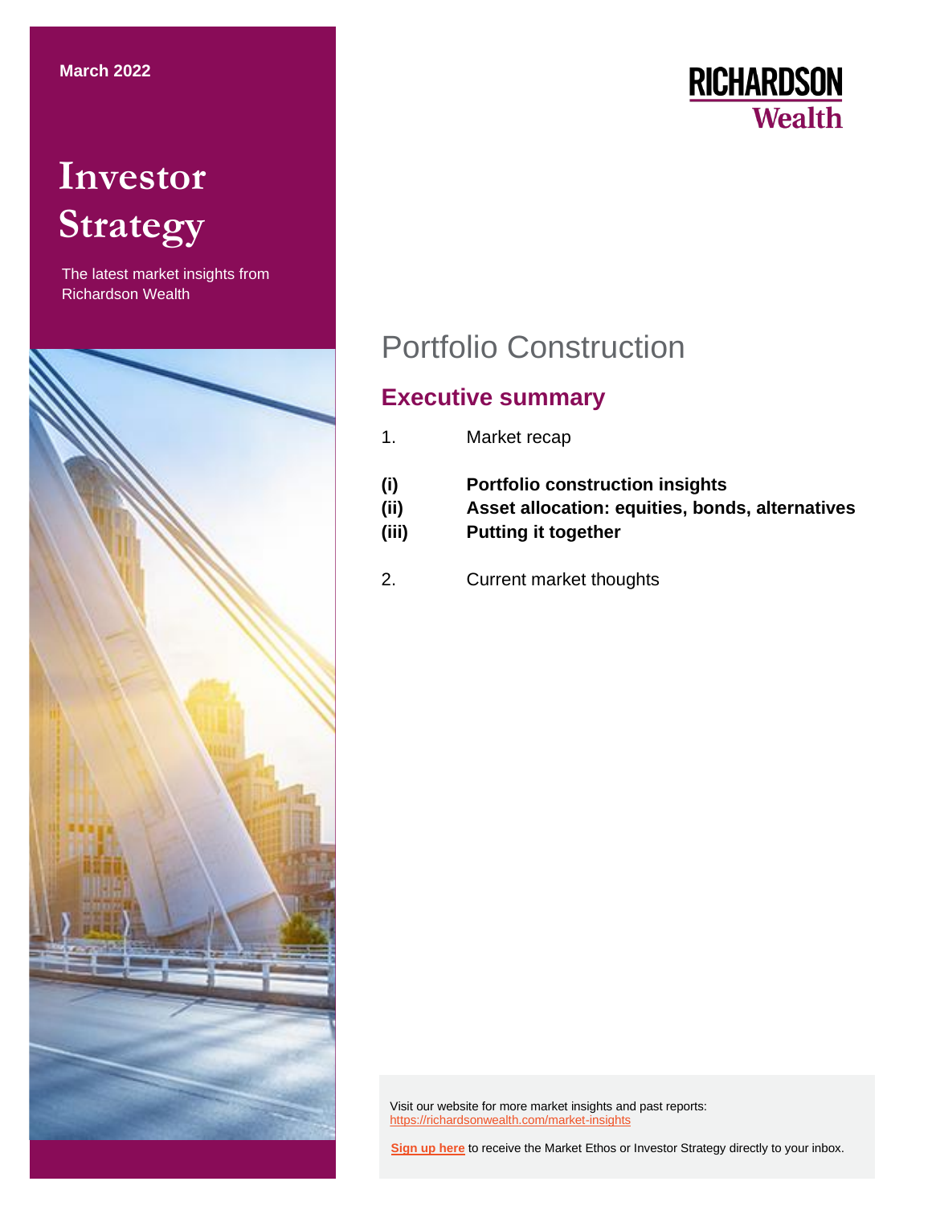March 2022

# Investor Strategy

The latest market insights from Richardson Wealth

RICHARDSON Wealth

## Portfolio Construction

### Executive summary

1. Market recap

**(i)** **Portfolio construction insights**
**(ii)** **Asset allocation: equities, bonds, alternatives**
**(iii)** **Putting it together**

2. Current market thoughts

Visit our website for more market insights and past reports: https://richardsonwealth.com/market-insights

**Sign up here** to receive the Market Ethos or Investor Strategy directly to your inbox.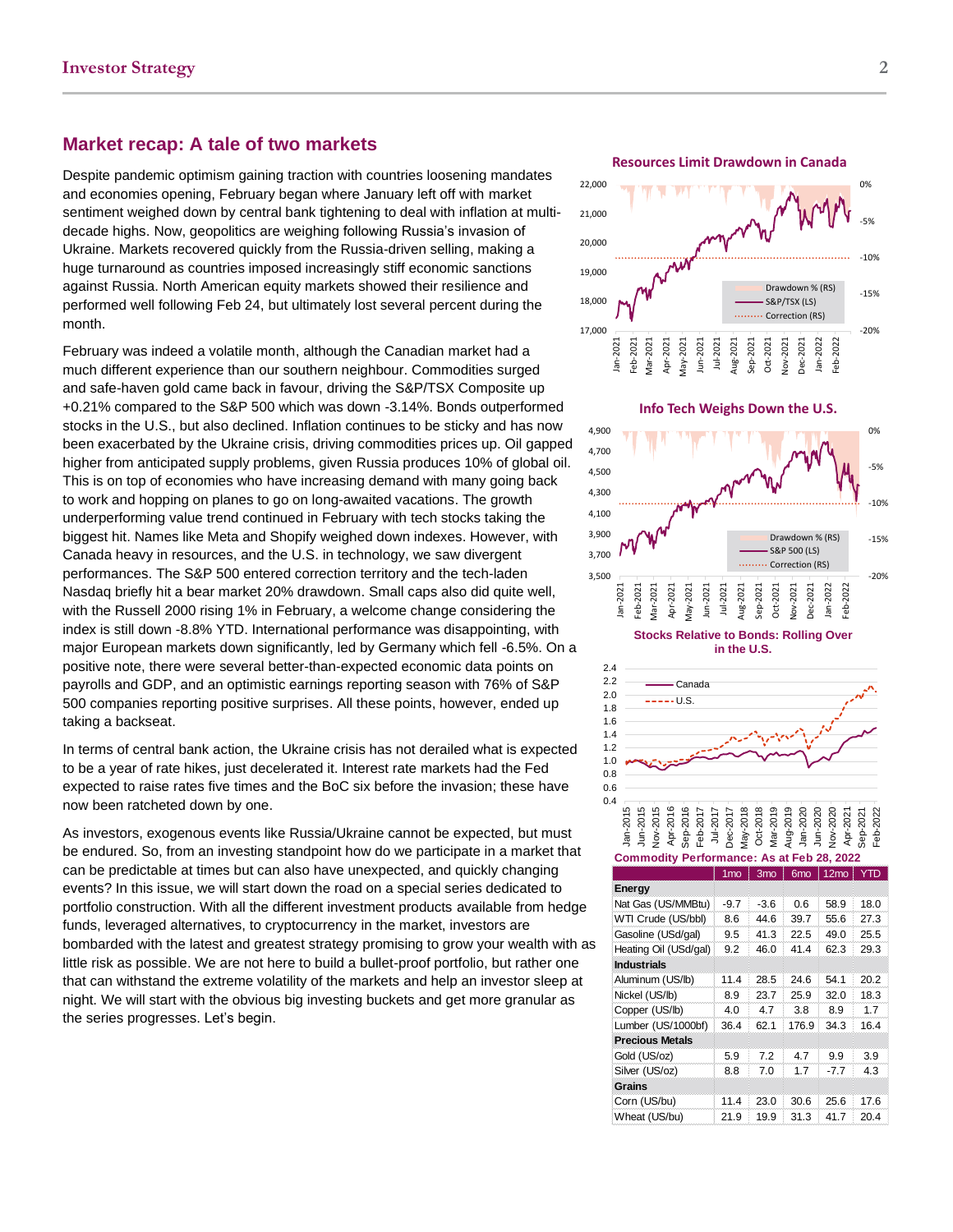## Market recap: A tale of two markets

Despite pandemic optimism gaining traction with countries loosening mandates and economies opening, February began where January left off with market sentiment weighed down by central bank tightening to deal with inflation at multi-decade highs. Now, geopolitics are weighing following Russia's invasion of Ukraine. Markets recovered quickly from the Russia-driven selling, making a huge turnaround as countries imposed increasingly stiff economic sanctions against Russia. North American equity markets showed their resilience and performed well following Feb 24, but ultimately lost several percent during the month.

February was indeed a volatile month, although the Canadian market had a much different experience than our southern neighbour. Commodities surged and safe-haven gold came back in favour, driving the S&P/TSX Composite up +0.21% compared to the S&P 500 which was down -3.14%. Bonds outperformed stocks in the U.S., but also declined. Inflation continues to be sticky and has now been exacerbated by the Ukraine crisis, driving commodities prices up. Oil gapped higher from anticipated supply problems, given Russia produces 10% of global oil. This is on top of economies who have increasing demand with many going back to work and hopping on planes to go on long-awaited vacations. The growth underperforming value trend continued in February with tech stocks taking the biggest hit. Names like Meta and Shopify weighed down indexes. However, with Canada heavy in resources, and the U.S. in technology, we saw divergent performances. The S&P 500 entered correction territory and the tech-laden Nasdaq briefly hit a bear market 20% drawdown. Small caps also did quite well, with the Russell 2000 rising 1% in February, a welcome change considering the index is still down -8.8% YTD. International performance was disappointing, with major European markets down significantly, led by Germany which fell -6.5%. On a positive note, there were several better-than-expected economic data points on payrolls and GDP, and an optimistic earnings reporting season with 76% of S&P 500 companies reporting positive surprises. All these points, however, ended up taking a backseat.

In terms of central bank action, the Ukraine crisis has not derailed what is expected to be a year of rate hikes, just decelerated it. Interest rate markets had the Fed expected to raise rates five times and the BoC six before the invasion; these have now been ratcheted down by one.

As investors, exogenous events like Russia/Ukraine cannot be expected, but must be endured. So, from an investing standpoint how do we participate in a market that can be predictable at times but can also have unexpected, and quickly changing events? In this issue, we will start down the road on a special series dedicated to portfolio construction. With all the different investment products available from hedge funds, leveraged alternatives, to cryptocurrency in the market, investors are bombarded with the latest and greatest strategy promising to grow your wealth with as little risk as possible. We are not here to build a bullet-proof portfolio, but rather one that can withstand the extreme volatility of the markets and help an investor sleep at night. We will start with the obvious big investing buckets and get more granular as the series progresses. Let's begin.

**Resources Limit Drawdown in Canada**

**Info Tech Weighs Down the U.S.**

**Stocks Relative to Bonds: Rolling Over in the U.S.**

**Commodity Performance: As at Feb 28, 2022**

| | 1mo | 3mo | 6mo | 12mo | YTD |
|---|---|---|---|---|---|
| **Energy** | | | | | |
| Nat Gas (US/MMBtu) | -9.7 | -3.6 | 0.6 | 58.9 | 18.0 |
| WTI Crude (US/bbl) | 8.6 | 44.6 | 39.7 | 55.6 | 27.3 |
| Gasoline (USd/gal) | 9.5 | 41.3 | 22.5 | 49.0 | 25.5 |
| Heating Oil (USd/gal) | 9.2 | 46.0 | 41.4 | 62.3 | 29.3 |
| **Industrials** | | | | | |
| Aluminum (US/lb) | 11.4 | 28.5 | 24.6 | 54.1 | 20.2 |
| Nickel (US/lb) | 8.9 | 23.7 | 25.9 | 32.0 | 18.3 |
| Copper (US/lb) | 4.0 | 4.7 | 3.8 | 8.9 | 1.7 |
| Lumber (US/1000bf) | 36.4 | 62.1 | 176.9 | 34.3 | 16.4 |
| **Precious Metals** | | | | | |
| Gold (US/oz) | 5.9 | 7.2 | 4.7 | 9.9 | 3.9 |
| Silver (US/oz) | 8.8 | 7.0 | 1.7 | -7.7 | 4.3 |
| **Grains** | | | | | |
| Corn (US/bu) | 11.4 | 23.0 | 30.6 | 25.6 | 17.6 |
| Wheat (US/bu) | 21.9 | 19.9 | 31.3 | 41.7 | 20.4 |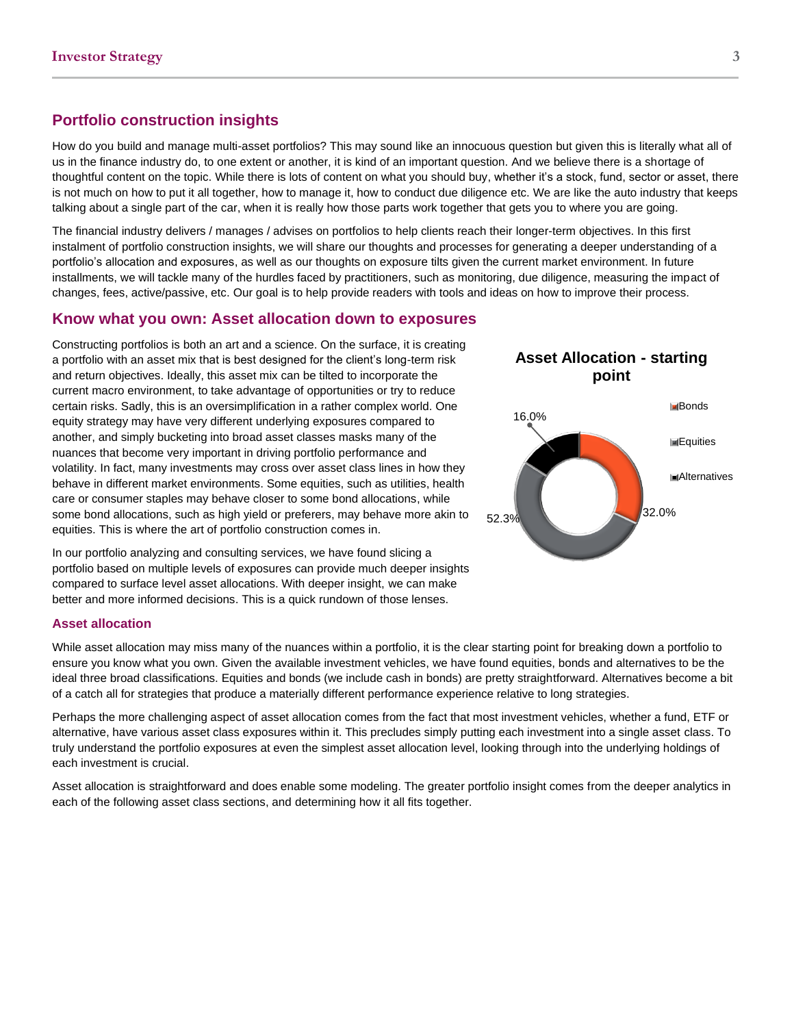## Portfolio construction insights

How do you build and manage multi-asset portfolios? This may sound like an innocuous question but given this is literally what all of us in the finance industry do, to one extent or another, it is kind of an important question. And we believe there is a shortage of thoughtful content on the topic. While there is lots of content on what you should buy, whether it's a stock, fund, sector or asset, there is not much on how to put it all together, how to manage it, how to conduct due diligence etc. We are like the auto industry that keeps talking about a single part of the car, when it is really how those parts work together that gets you to where you are going.

The financial industry delivers / manages / advises on portfolios to help clients reach their longer-term objectives. In this first instalment of portfolio construction insights, we will share our thoughts and processes for generating a deeper understanding of a portfolio's allocation and exposures, as well as our thoughts on exposure tilts given the current market environment. In future installments, we will tackle many of the hurdles faced by practitioners, such as monitoring, due diligence, measuring the impact of changes, fees, active/passive, etc. Our goal is to help provide readers with tools and ideas on how to improve their process.

## Know what you own: Asset allocation down to exposures

Constructing portfolios is both an art and a science. On the surface, it is creating a portfolio with an asset mix that is best designed for the client's long-term risk and return objectives. Ideally, this asset mix can be tilted to incorporate the current macro environment, to take advantage of opportunities or try to reduce certain risks. Sadly, this is an oversimplification in a rather complex world. One equity strategy may have very different underlying exposures compared to another, and simply bucketing into broad asset classes masks many of the nuances that become very important in driving portfolio performance and volatility. In fact, many investments may cross over asset class lines in how they behave in different market environments. Some equities, such as utilities, health care or consumer staples may behave closer to some bond allocations, while some bond allocations, such as high yield or preferers, may behave more akin to equities. This is where the art of portfolio construction comes in.

In our portfolio analyzing and consulting services, we have found slicing a portfolio based on multiple levels of exposures can provide much deeper insights compared to surface level asset allocations. With deeper insight, we can make better and more informed decisions. This is a quick rundown of those lenses.

**Asset Allocation - starting point**

| Asset class | Allocation |
|---|---|
| Bonds | 32.0% |
| Equities | 52.3% |
| Alternatives | 16.0% |

### Asset allocation

While asset allocation may miss many of the nuances within a portfolio, it is the clear starting point for breaking down a portfolio to ensure you know what you own. Given the available investment vehicles, we have found equities, bonds and alternatives to be the ideal three broad classifications. Equities and bonds (we include cash in bonds) are pretty straightforward. Alternatives become a bit of a catch all for strategies that produce a materially different performance experience relative to long strategies.

Perhaps the more challenging aspect of asset allocation comes from the fact that most investment vehicles, whether a fund, ETF or alternative, have various asset class exposures within it. This precludes simply putting each investment into a single asset class. To truly understand the portfolio exposures at even the simplest asset allocation level, looking through into the underlying holdings of each investment is crucial.

Asset allocation is straightforward and does enable some modeling. The greater portfolio insight comes from the deeper analytics in each of the following asset class sections, and determining how it all fits together.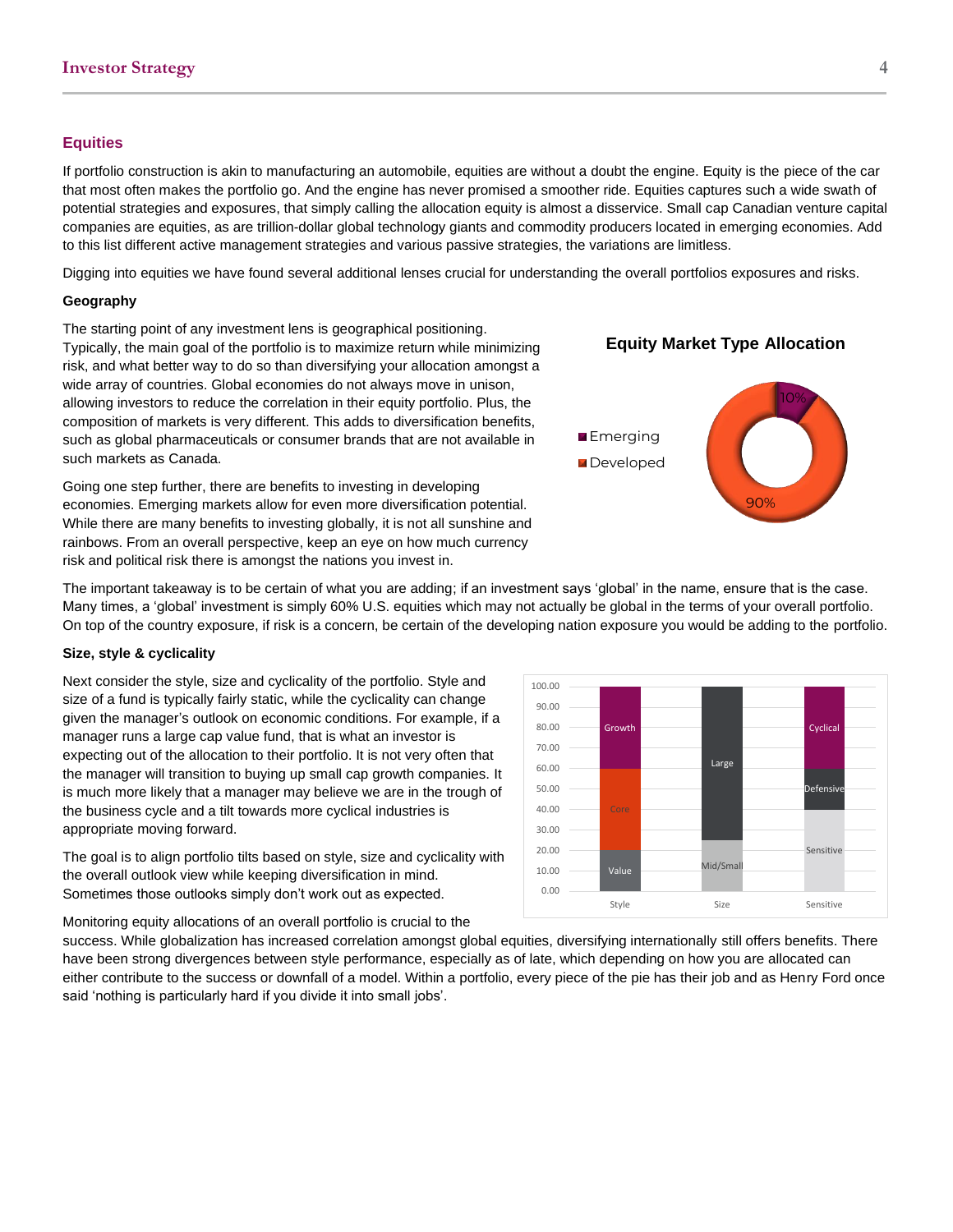## Equities

If portfolio construction is akin to manufacturing an automobile, equities are without a doubt the engine. Equity is the piece of the car that most often makes the portfolio go. And the engine has never promised a smoother ride. Equities captures such a wide swath of potential strategies and exposures, that simply calling the allocation equity is almost a disservice. Small cap Canadian venture capital companies are equities, as are trillion-dollar global technology giants and commodity producers located in emerging economies. Add to this list different active management strategies and various passive strategies, the variations are limitless.

Digging into equities we have found several additional lenses crucial for understanding the overall portfolios exposures and risks.

**Geography**

The starting point of any investment lens is geographical positioning. Typically, the main goal of the portfolio is to maximize return while minimizing risk, and what better way to do so than diversifying your allocation amongst a wide array of countries. Global economies do not always move in unison, allowing investors to reduce the correlation in their equity portfolio. Plus, the composition of markets is very different. This adds to diversification benefits, such as global pharmaceuticals or consumer brands that are not available in such markets as Canada.

**Equity Market Type Allocation**

| Market Type | Allocation |
| --- | --- |
| Emerging | 10% |
| Developed | 90% |

Going one step further, there are benefits to investing in developing economies. Emerging markets allow for even more diversification potential. While there are many benefits to investing globally, it is not all sunshine and rainbows. From an overall perspective, keep an eye on how much currency risk and political risk there is amongst the nations you invest in.

The important takeaway is to be certain of what you are adding; if an investment says 'global' in the name, ensure that is the case. Many times, a 'global' investment is simply 60% U.S. equities which may not actually be global in the terms of your overall portfolio. On top of the country exposure, if risk is a concern, be certain of the developing nation exposure you would be adding to the portfolio.

**Size, style & cyclicality**

Next consider the style, size and cyclicality of the portfolio. Style and size of a fund is typically fairly static, while the cyclicality can change given the manager's outlook on economic conditions. For example, if a manager runs a large cap value fund, that is what an investor is expecting out of the allocation to their portfolio. It is not very often that the manager will transition to buying up small cap growth companies. It is much more likely that a manager may believe we are in the trough of the business cycle and a tilt towards more cyclical industries is appropriate moving forward.

The goal is to align portfolio tilts based on style, size and cyclicality with the overall outlook view while keeping diversification in mind. Sometimes those outlooks simply don't work out as expected.

| Style | Size | Sensitive |
| --- | --- | --- |
| Growth | Large | Cyclical |
| Core | Mid/Small | Defensive |
| Value | | Sensitive |

Monitoring equity allocations of an overall portfolio is crucial to the success. While globalization has increased correlation amongst global equities, diversifying internationally still offers benefits. There have been strong divergences between style performance, especially as of late, which depending on how you are allocated can either contribute to the success or downfall of a model. Within a portfolio, every piece of the pie has their job and as Henry Ford once said 'nothing is particularly hard if you divide it into small jobs'.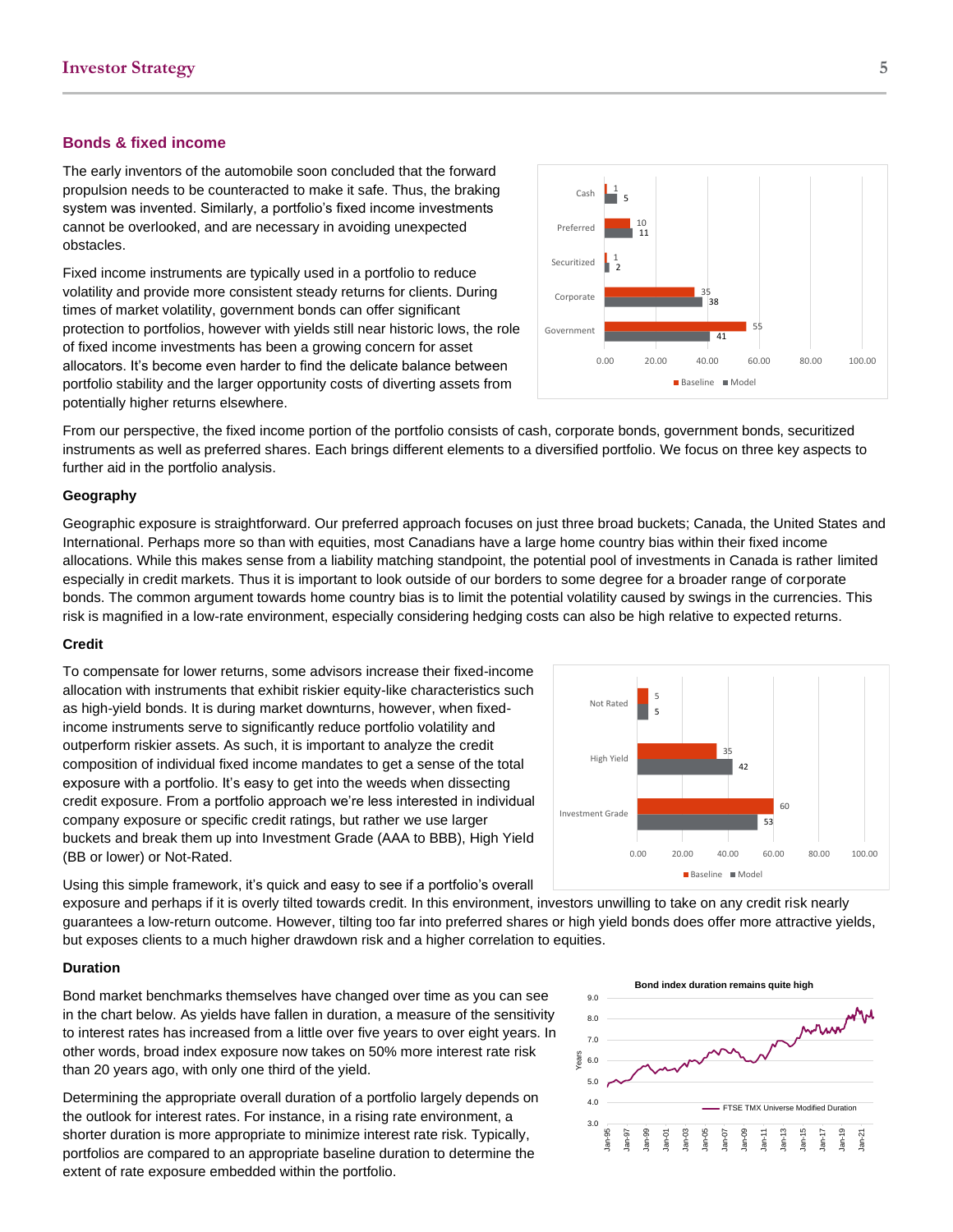## Bonds & fixed income

The early inventors of the automobile soon concluded that the forward propulsion needs to be counteracted to make it safe. Thus, the braking system was invented. Similarly, a portfolio's fixed income investments cannot be overlooked, and are necessary in avoiding unexpected obstacles.

Fixed income instruments are typically used in a portfolio to reduce volatility and provide more consistent steady returns for clients. During times of market volatility, government bonds can offer significant protection to portfolios, however with yields still near historic lows, the role of fixed income investments has been a growing concern for asset allocators. It's become even harder to find the delicate balance between portfolio stability and the larger opportunity costs of diverting assets from potentially higher returns elsewhere.

| | Baseline | Model |
|---|---|---|
| Cash | 1 | 5 |
| Preferred | 10 | 11 |
| Securitized | 1 | 2 |
| Corporate | 35 | 38 |
| Government | 55 | 41 |

From our perspective, the fixed income portion of the portfolio consists of cash, corporate bonds, government bonds, securitized instruments as well as preferred shares. Each brings different elements to a diversified portfolio. We focus on three key aspects to further aid in the portfolio analysis.

### Geography

Geographic exposure is straightforward. Our preferred approach focuses on just three broad buckets; Canada, the United States and International. Perhaps more so than with equities, most Canadians have a large home country bias within their fixed income allocations. While this makes sense from a liability matching standpoint, the potential pool of investments in Canada is rather limited especially in credit markets. Thus it is important to look outside of our borders to some degree for a broader range of corporate bonds. The common argument towards home country bias is to limit the potential volatility caused by swings in the currencies. This risk is magnified in a low-rate environment, especially considering hedging costs can also be high relative to expected returns.

### Credit

To compensate for lower returns, some advisors increase their fixed-income allocation with instruments that exhibit riskier equity-like characteristics such as high-yield bonds. It is during market downturns, however, when fixed-income instruments serve to significantly reduce portfolio volatility and outperform riskier assets. As such, it is important to analyze the credit composition of individual fixed income mandates to get a sense of the total exposure with a portfolio. It's easy to get into the weeds when dissecting credit exposure. From a portfolio approach we're less interested in individual company exposure or specific credit ratings, but rather we use larger buckets and break them up into Investment Grade (AAA to BBB), High Yield (BB or lower) or Not-Rated.

| | Baseline | Model |
|---|---|---|
| Not Rated | 5 | 5 |
| High Yield | 35 | 42 |
| Investment Grade | 60 | 53 |

Using this simple framework, it's quick and easy to see if a portfolio's overall exposure and perhaps if it is overly tilted towards credit. In this environment, investors unwilling to take on any credit risk nearly guarantees a low-return outcome. However, tilting too far into preferred shares or high yield bonds does offer more attractive yields, but exposes clients to a much higher drawdown risk and a higher correlation to equities.

### Duration

Bond market benchmarks themselves have changed over time as you can see in the chart below. As yields have fallen in duration, a measure of the sensitivity to interest rates has increased from a little over five years to over eight years. In other words, broad index exposure now takes on 50% more interest rate risk than 20 years ago, with only one third of the yield.

Determining the appropriate overall duration of a portfolio largely depends on the outlook for interest rates. For instance, in a rising rate environment, a shorter duration is more appropriate to minimize interest rate risk. Typically, portfolios are compared to an appropriate baseline duration to determine the extent of rate exposure embedded within the portfolio.

Bond index duration remains quite high

(FTSE TMX Universe Modified Duration, Years, Jan-95 to Jan-21)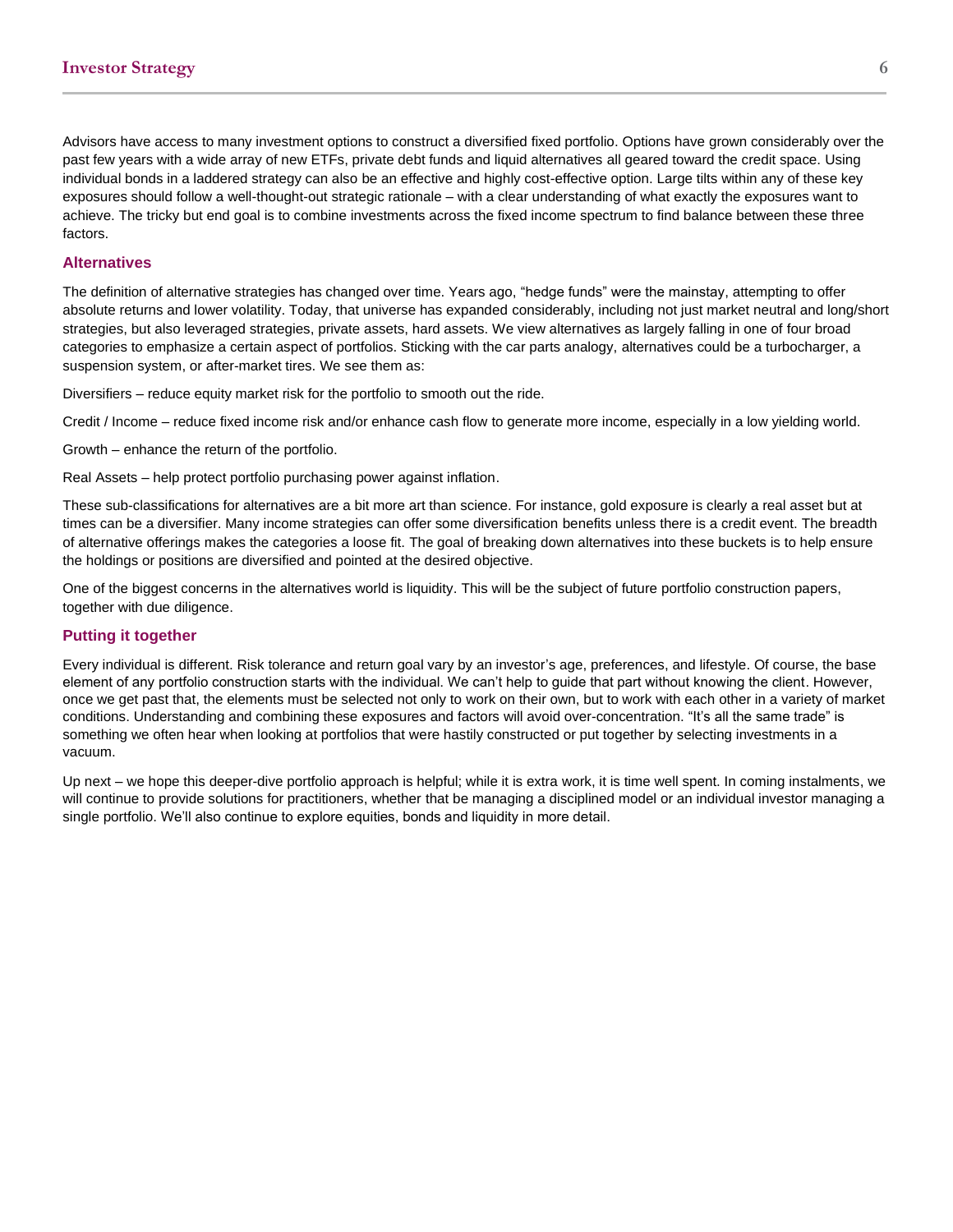Advisors have access to many investment options to construct a diversified fixed portfolio. Options have grown considerably over the past few years with a wide array of new ETFs, private debt funds and liquid alternatives all geared toward the credit space. Using individual bonds in a laddered strategy can also be an effective and highly cost-effective option. Large tilts within any of these key exposures should follow a well-thought-out strategic rationale – with a clear understanding of what exactly the exposures want to achieve. The tricky but end goal is to combine investments across the fixed income spectrum to find balance between these three factors.

### Alternatives

The definition of alternative strategies has changed over time. Years ago, "hedge funds" were the mainstay, attempting to offer absolute returns and lower volatility. Today, that universe has expanded considerably, including not just market neutral and long/short strategies, but also leveraged strategies, private assets, hard assets. We view alternatives as largely falling in one of four broad categories to emphasize a certain aspect of portfolios. Sticking with the car parts analogy, alternatives could be a turbocharger, a suspension system, or after-market tires. We see them as:

Diversifiers – reduce equity market risk for the portfolio to smooth out the ride.

Credit / Income – reduce fixed income risk and/or enhance cash flow to generate more income, especially in a low yielding world.

Growth – enhance the return of the portfolio.

Real Assets – help protect portfolio purchasing power against inflation.

These sub-classifications for alternatives are a bit more art than science. For instance, gold exposure is clearly a real asset but at times can be a diversifier. Many income strategies can offer some diversification benefits unless there is a credit event. The breadth of alternative offerings makes the categories a loose fit. The goal of breaking down alternatives into these buckets is to help ensure the holdings or positions are diversified and pointed at the desired objective.

One of the biggest concerns in the alternatives world is liquidity. This will be the subject of future portfolio construction papers, together with due diligence.

### Putting it together

Every individual is different. Risk tolerance and return goal vary by an investor's age, preferences, and lifestyle. Of course, the base element of any portfolio construction starts with the individual. We can't help to guide that part without knowing the client. However, once we get past that, the elements must be selected not only to work on their own, but to work with each other in a variety of market conditions. Understanding and combining these exposures and factors will avoid over-concentration. "It's all the same trade" is something we often hear when looking at portfolios that were hastily constructed or put together by selecting investments in a vacuum.

Up next – we hope this deeper-dive portfolio approach is helpful; while it is extra work, it is time well spent. In coming instalments, we will continue to provide solutions for practitioners, whether that be managing a disciplined model or an individual investor managing a single portfolio. We'll also continue to explore equities, bonds and liquidity in more detail.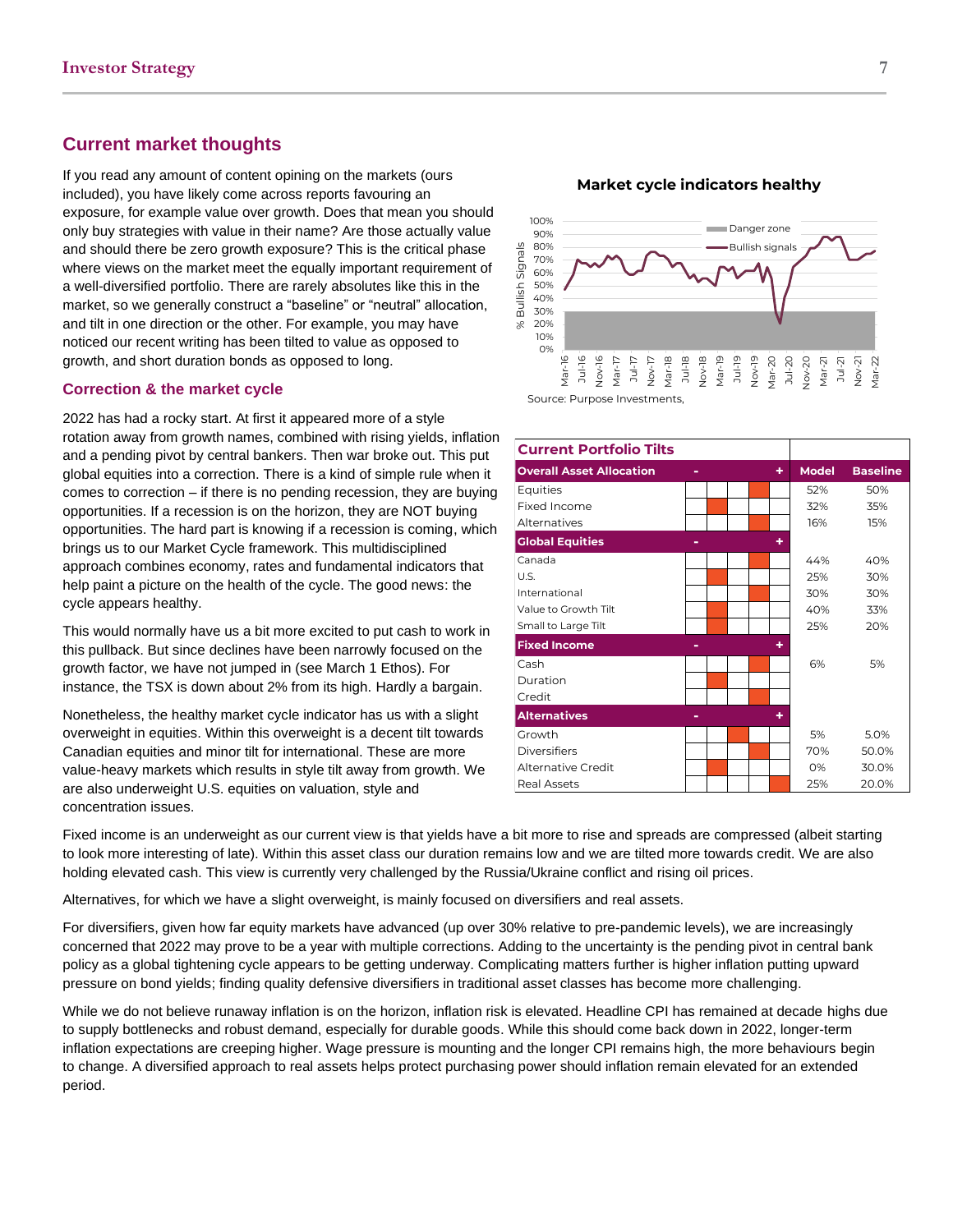## Current market thoughts

If you read any amount of content opining on the markets (ours included), you have likely come across reports favouring an exposure, for example value over growth. Does that mean you should only buy strategies with value in their name? Are those actually value and should there be zero growth exposure? This is the critical phase where views on the market meet the equally important requirement of a well-diversified portfolio. There are rarely absolutes like this in the market, so we generally construct a "baseline" or "neutral" allocation, and tilt in one direction or the other. For example, you may have noticed our recent writing has been tilted to value as opposed to growth, and short duration bonds as opposed to long.

### Correction & the market cycle

2022 has had a rocky start. At first it appeared more of a style rotation away from growth names, combined with rising yields, inflation and a pending pivot by central bankers. Then war broke out. This put global equities into a correction. There is a kind of simple rule when it comes to correction – if there is no pending recession, they are buying opportunities. If a recession is on the horizon, they are NOT buying opportunities. The hard part is knowing if a recession is coming, which brings us to our Market Cycle framework. This multidisciplined approach combines economy, rates and fundamental indicators that help paint a picture on the health of the cycle. The good news: the cycle appears healthy.

This would normally have us a bit more excited to put cash to work in this pullback. But since declines have been narrowly focused on the growth factor, we have not jumped in (see March 1 Ethos). For instance, the TSX is down about 2% from its high. Hardly a bargain.

Nonetheless, the healthy market cycle indicator has us with a slight overweight in equities. Within this overweight is a decent tilt towards Canadian equities and minor tilt for international. These are more value-heavy markets which results in style tilt away from growth. We are also underweight U.S. equities on valuation, style and concentration issues.

**Market cycle indicators healthy**

Source: Purpose Investments,

| Current Portfolio Tilts | - | | | | + | Model | Baseline |
|---|---|---|---|---|---|---|---|
| **Overall Asset Allocation** | | | | | | | |
| Equities | | | | ■ | | 52% | 50% |
| Fixed Income | | ■ | | | | 32% | 35% |
| Alternatives | | | | ■ | | 16% | 15% |
| **Global Equities** | | | | | | | |
| Canada | | | | ■ | | 44% | 40% |
| U.S. | | ■ | | | | 25% | 30% |
| International | | | | ■ | | 30% | 30% |
| Value to Growth Tilt | | ■ | | | | 40% | 33% |
| Small to Large Tilt | | ■ | | | | 25% | 20% |
| **Fixed Income** | | | | | | | |
| Cash | | | | ■ | | 6% | 5% |
| Duration | | ■ | | | | | |
| Credit | | | | ■ | | | |
| **Alternatives** | | | | | | | |
| Growth | | | ■ | | | 5% | 5.0% |
| Diversifiers | | | | ■ | | 70% | 50.0% |
| Alternative Credit | | ■ | | | | 0% | 30.0% |
| Real Assets | | | | | ■ | 25% | 20.0% |

Fixed income is an underweight as our current view is that yields have a bit more to rise and spreads are compressed (albeit starting to look more interesting of late). Within this asset class our duration remains low and we are tilted more towards credit. We are also holding elevated cash. This view is currently very challenged by the Russia/Ukraine conflict and rising oil prices.

Alternatives, for which we have a slight overweight, is mainly focused on diversifiers and real assets.

For diversifiers, given how far equity markets have advanced (up over 30% relative to pre-pandemic levels), we are increasingly concerned that 2022 may prove to be a year with multiple corrections. Adding to the uncertainty is the pending pivot in central bank policy as a global tightening cycle appears to be getting underway. Complicating matters further is higher inflation putting upward pressure on bond yields; finding quality defensive diversifiers in traditional asset classes has become more challenging.

While we do not believe runaway inflation is on the horizon, inflation risk is elevated. Headline CPI has remained at decade highs due to supply bottlenecks and robust demand, especially for durable goods. While this should come back down in 2022, longer-term inflation expectations are creeping higher. Wage pressure is mounting and the longer CPI remains high, the more behaviours begin to change. A diversified approach to real assets helps protect purchasing power should inflation remain elevated for an extended period.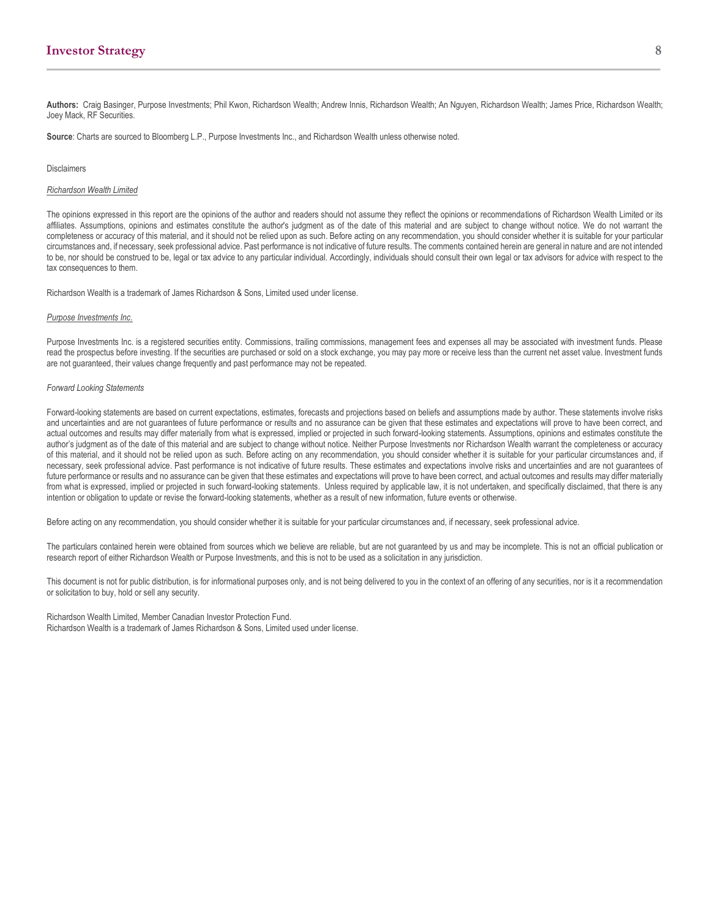**Authors:** Craig Basinger, Purpose Investments; Phil Kwon, Richardson Wealth; Andrew Innis, Richardson Wealth; An Nguyen, Richardson Wealth; James Price, Richardson Wealth; Joey Mack, RF Securities.

**Source**: Charts are sourced to Bloomberg L.P., Purpose Investments Inc., and Richardson Wealth unless otherwise noted.

Disclaimers

*Richardson Wealth Limited*

The opinions expressed in this report are the opinions of the author and readers should not assume they reflect the opinions or recommendations of Richardson Wealth Limited or its affiliates. Assumptions, opinions and estimates constitute the author's judgment as of the date of this material and are subject to change without notice. We do not warrant the completeness or accuracy of this material, and it should not be relied upon as such. Before acting on any recommendation, you should consider whether it is suitable for your particular circumstances and, if necessary, seek professional advice. Past performance is not indicative of future results. The comments contained herein are general in nature and are not intended to be, nor should be construed to be, legal or tax advice to any particular individual. Accordingly, individuals should consult their own legal or tax advisors for advice with respect to the tax consequences to them.

Richardson Wealth is a trademark of James Richardson & Sons, Limited used under license.

*Purpose Investments Inc.*

Purpose Investments Inc. is a registered securities entity. Commissions, trailing commissions, management fees and expenses all may be associated with investment funds. Please read the prospectus before investing. If the securities are purchased or sold on a stock exchange, you may pay more or receive less than the current net asset value. Investment funds are not guaranteed, their values change frequently and past performance may not be repeated.

*Forward Looking Statements*

Forward-looking statements are based on current expectations, estimates, forecasts and projections based on beliefs and assumptions made by author. These statements involve risks and uncertainties and are not guarantees of future performance or results and no assurance can be given that these estimates and expectations will prove to have been correct, and actual outcomes and results may differ materially from what is expressed, implied or projected in such forward-looking statements. Assumptions, opinions and estimates constitute the author's judgment as of the date of this material and are subject to change without notice. Neither Purpose Investments nor Richardson Wealth warrant the completeness or accuracy of this material, and it should not be relied upon as such. Before acting on any recommendation, you should consider whether it is suitable for your particular circumstances and, if necessary, seek professional advice. Past performance is not indicative of future results. These estimates and expectations involve risks and uncertainties and are not guarantees of future performance or results and no assurance can be given that these estimates and expectations will prove to have been correct, and actual outcomes and results may differ materially from what is expressed, implied or projected in such forward-looking statements. Unless required by applicable law, it is not undertaken, and specifically disclaimed, that there is any intention or obligation to update or revise the forward-looking statements, whether as a result of new information, future events or otherwise.

Before acting on any recommendation, you should consider whether it is suitable for your particular circumstances and, if necessary, seek professional advice.

The particulars contained herein were obtained from sources which we believe are reliable, but are not guaranteed by us and may be incomplete. This is not an official publication or research report of either Richardson Wealth or Purpose Investments, and this is not to be used as a solicitation in any jurisdiction.

This document is not for public distribution, is for informational purposes only, and is not being delivered to you in the context of an offering of any securities, nor is it a recommendation or solicitation to buy, hold or sell any security.

Richardson Wealth Limited, Member Canadian Investor Protection Fund.
Richardson Wealth is a trademark of James Richardson & Sons, Limited used under license.